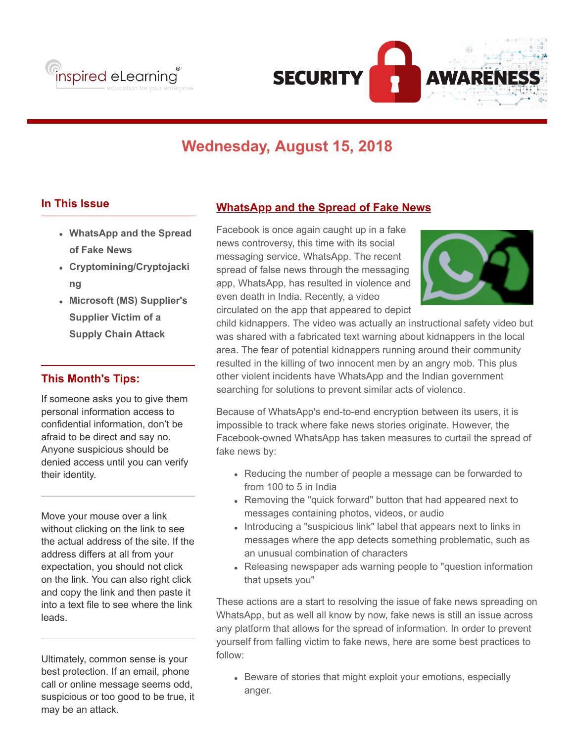inspired eLearning®
education for your enterprise

# SECURITY AWARENESS

## Wednesday, August 15, 2018

### In This Issue

- **WhatsApp and the Spread of Fake News**
- **Cryptomining/Cryptojacking**
- **Microsoft (MS) Supplier's Supplier Victim of a Supply Chain Attack**

### This Month's Tips:

If someone asks you to give them personal information access to confidential information, don't be afraid to be direct and say no. Anyone suspicious should be denied access until you can verify their identity.

Move your mouse over a link without clicking on the link to see the actual address of the site. If the address differs at all from your expectation, you should not click on the link. You can also right click and copy the link and then paste it into a text file to see where the link leads.

Ultimately, common sense is your best protection. If an email, phone call or online message seems odd, suspicious or too good to be true, it may be an attack.

## WhatsApp and the Spread of Fake News

Facebook is once again caught up in a fake news controversy, this time with its social messaging service, WhatsApp. The recent spread of false news through the messaging app, WhatsApp, has resulted in violence and even death in India. Recently, a video circulated on the app that appeared to depict child kidnappers. The video was actually an instructional safety video but was shared with a fabricated text warning about kidnappers in the local area. The fear of potential kidnappers running around their community resulted in the killing of two innocent men by an angry mob. This plus other violent incidents have WhatsApp and the Indian government searching for solutions to prevent similar acts of violence.

Because of WhatsApp's end-to-end encryption between its users, it is impossible to track where fake news stories originate. However, the Facebook-owned WhatsApp has taken measures to curtail the spread of fake news by:

- Reducing the number of people a message can be forwarded to from 100 to 5 in India
- Removing the "quick forward" button that had appeared next to messages containing photos, videos, or audio
- Introducing a "suspicious link" label that appears next to links in messages where the app detects something problematic, such as an unusual combination of characters
- Releasing newspaper ads warning people to "question information that upsets you"

These actions are a start to resolving the issue of fake news spreading on WhatsApp, but as well all know by now, fake news is still an issue across any platform that allows for the spread of information. In order to prevent yourself from falling victim to fake news, here are some best practices to follow:

- Beware of stories that might exploit your emotions, especially anger.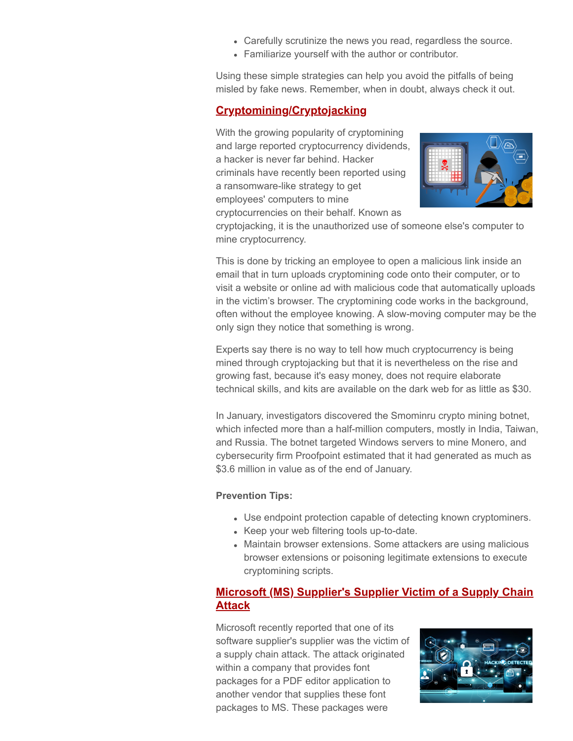- Carefully scrutinize the news you read, regardless the source.
- Familiarize yourself with the author or contributor.

Using these simple strategies can help you avoid the pitfalls of being misled by fake news. Remember, when in doubt, always check it out.

## Cryptomining/Cryptojacking

With the growing popularity of cryptomining and large reported cryptocurrency dividends, a hacker is never far behind. Hacker criminals have recently been reported using a ransomware-like strategy to get employees' computers to mine cryptocurrencies on their behalf. Known as cryptojacking, it is the unauthorized use of someone else's computer to mine cryptocurrency.

This is done by tricking an employee to open a malicious link inside an email that in turn uploads cryptomining code onto their computer, or to visit a website or online ad with malicious code that automatically uploads in the victim's browser. The cryptomining code works in the background, often without the employee knowing. A slow-moving computer may be the only sign they notice that something is wrong.

Experts say there is no way to tell how much cryptocurrency is being mined through cryptojacking but that it is nevertheless on the rise and growing fast, because it's easy money, does not require elaborate technical skills, and kits are available on the dark web for as little as $30.

In January, investigators discovered the Smominru crypto mining botnet, which infected more than a half-million computers, mostly in India, Taiwan, and Russia. The botnet targeted Windows servers to mine Monero, and cybersecurity firm Proofpoint estimated that it had generated as much as $3.6 million in value as of the end of January.

**Prevention Tips:**

- Use endpoint protection capable of detecting known cryptominers.
- Keep your web filtering tools up-to-date.
- Maintain browser extensions. Some attackers are using malicious browser extensions or poisoning legitimate extensions to execute cryptomining scripts.

## Microsoft (MS) Supplier's Supplier Victim of a Supply Chain Attack

Microsoft recently reported that one of its software supplier's supplier was the victim of a supply chain attack. The attack originated within a company that provides font packages for a PDF editor application to another vendor that supplies these font packages to MS. These packages were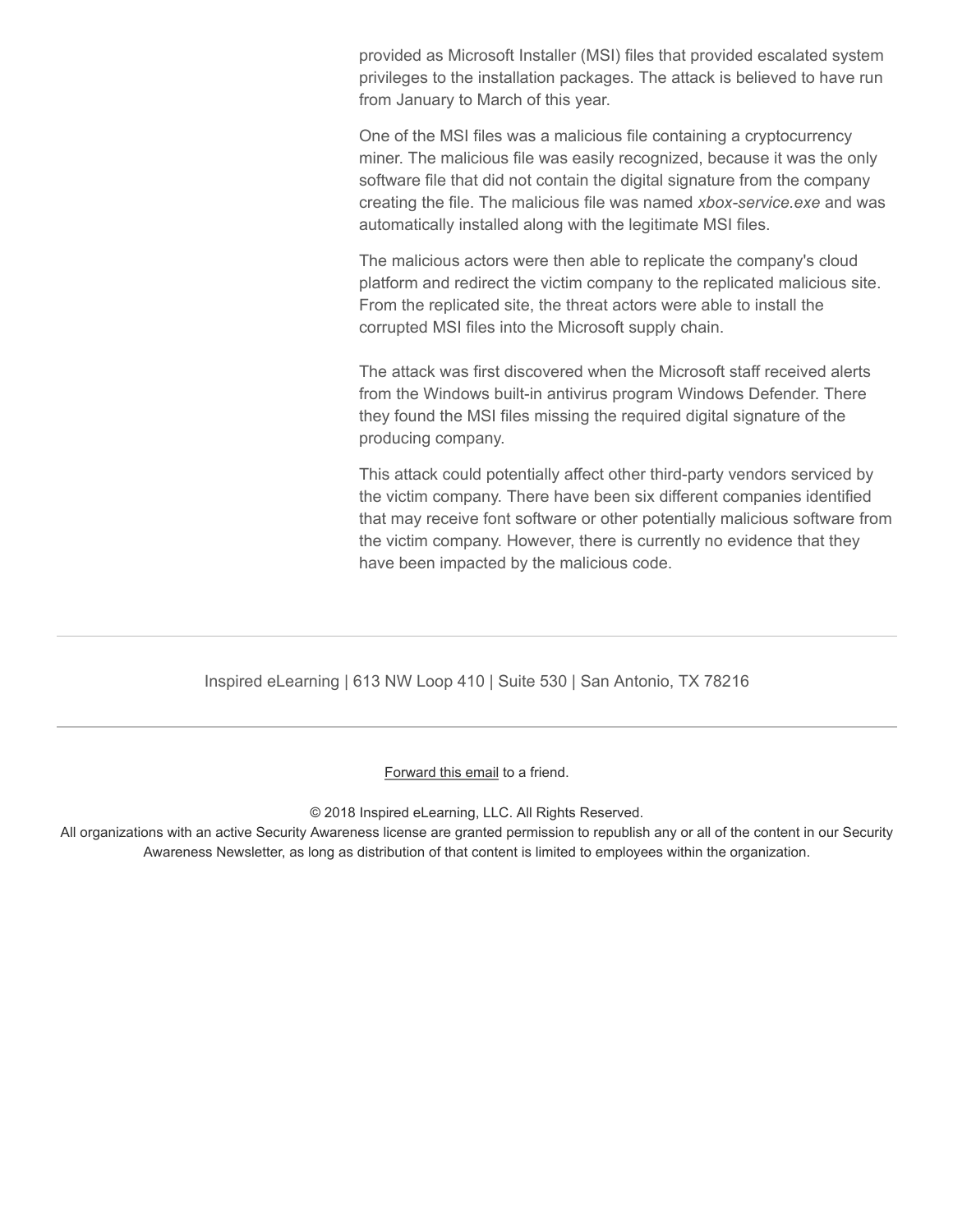provided as Microsoft Installer (MSI) files that provided escalated system privileges to the installation packages. The attack is believed to have run from January to March of this year.

One of the MSI files was a malicious file containing a cryptocurrency miner. The malicious file was easily recognized, because it was the only software file that did not contain the digital signature from the company creating the file. The malicious file was named *xbox-service.exe* and was automatically installed along with the legitimate MSI files.

The malicious actors were then able to replicate the company's cloud platform and redirect the victim company to the replicated malicious site. From the replicated site, the threat actors were able to install the corrupted MSI files into the Microsoft supply chain.

The attack was first discovered when the Microsoft staff received alerts from the Windows built-in antivirus program Windows Defender. There they found the MSI files missing the required digital signature of the producing company.

This attack could potentially affect other third-party vendors serviced by the victim company. There have been six different companies identified that may receive font software or other potentially malicious software from the victim company. However, there is currently no evidence that they have been impacted by the malicious code.

---

Inspired eLearning | 613 NW Loop 410 | Suite 530 | San Antonio, TX 78216

---

Forward this email to a friend.

© 2018 Inspired eLearning, LLC. All Rights Reserved.
All organizations with an active Security Awareness license are granted permission to republish any or all of the content in our Security Awareness Newsletter, as long as distribution of that content is limited to employees within the organization.